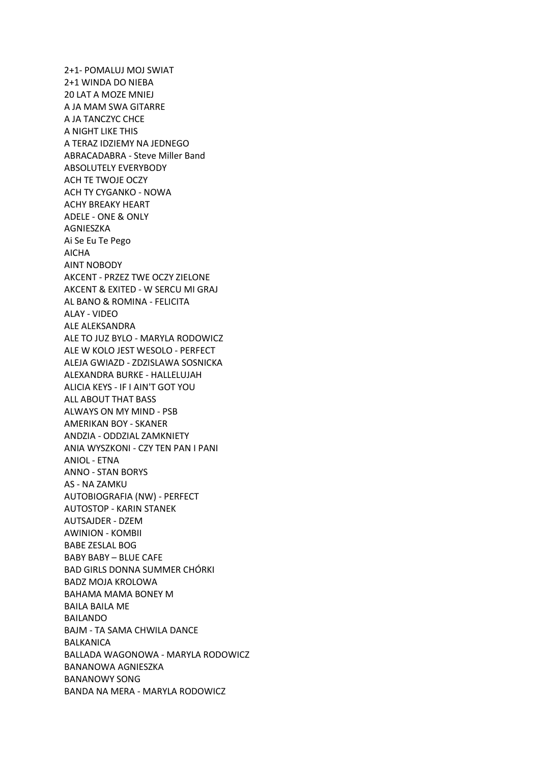2+1- POMALUJ MOJ SWIAT
2+1 WINDA DO NIEBA
20 LAT A MOZE MNIEJ
A JA MAM SWA GITARRE
A JA TANCZYC CHCE
A NIGHT LIKE THIS
A TERAZ IDZIEMY NA JEDNEGO
ABRACADABRA - Steve Miller Band
ABSOLUTELY EVERYBODY
ACH TE TWOJE OCZY
ACH TY CYGANKO - NOWA
ACHY BREAKY HEART
ADELE - ONE & ONLY
AGNIESZKA
Ai Se Eu Te Pego
AICHA
AINT NOBODY
AKCENT - PRZEZ TWE OCZY ZIELONE
AKCENT & EXITED - W SERCU MI GRAJ
AL BANO & ROMINA - FELICITA
ALAY - VIDEO
ALE ALEKSANDRA
ALE TO JUZ BYLO - MARYLA RODOWICZ
ALE W KOLO JEST WESOLO - PERFECT
ALEJA GWIAZD - ZDZISLAWA SOSNICKA
ALEXANDRA BURKE - HALLELUJAH
ALICIA KEYS - IF I AIN'T GOT YOU
ALL ABOUT THAT BASS
ALWAYS ON MY MIND - PSB
AMERIKAN BOY - SKANER
ANDZIA - ODDZIAL ZAMKNIETY
ANIA WYSZKONI - CZY TEN PAN I PANI
ANIOL - ETNA
ANNO - STAN BORYS
AS - NA ZAMKU
AUTOBIOGRAFIA (NW) - PERFECT
AUTOSTOP - KARIN STANEK
AUTSAJDER - DZEM
AWINION - KOMBII
BABE ZESLAL BOG
BABY BABY – BLUE CAFE
BAD GIRLS DONNA SUMMER CHÓRKI
BADZ MOJA KROLOWA
BAHAMA MAMA BONEY M
BAILA BAILA ME
BAILANDO
BAJM - TA SAMA CHWILA DANCE
BALKANICA
BALLADA WAGONOWA - MARYLA RODOWICZ
BANANOWA AGNIESZKA
BANANOWY SONG
BANDA NA MERA - MARYLA RODOWICZ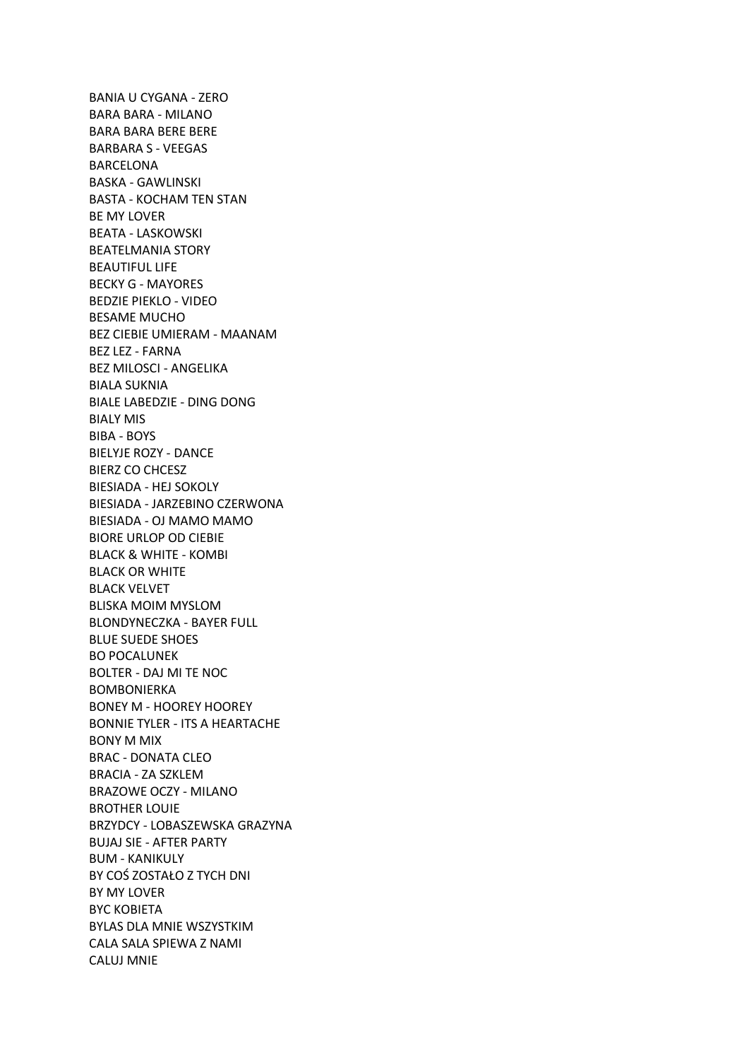BANIA U CYGANA - ZERO
BARA BARA - MILANO
BARA BARA BERE BERE
BARBARA S - VEEGAS
BARCELONA
BASKA - GAWLINSKI
BASTA - KOCHAM TEN STAN
BE MY LOVER
BEATA - LASKOWSKI
BEATELMANIA STORY
BEAUTIFUL LIFE
BECKY G - MAYORES
BEDZIE PIEKLO - VIDEO
BESAME MUCHO
BEZ CIEBIE UMIERAM - MAANAM
BEZ LEZ - FARNA
BEZ MILOSCI - ANGELIKA
BIALA SUKNIA
BIALE LABEDZIE - DING DONG
BIALY MIS
BIBA - BOYS
BIELYJE ROZY - DANCE
BIERZ CO CHCESZ
BIESIADA - HEJ SOKOLY
BIESIADA - JARZEBINO CZERWONA
BIESIADA - OJ MAMO MAMO
BIORE URLOP OD CIEBIE
BLACK & WHITE - KOMBI
BLACK OR WHITE
BLACK VELVET
BLISKA MOIM MYSLOM
BLONDYNECZKA - BAYER FULL
BLUE SUEDE SHOES
BO POCALUNEK
BOLTER - DAJ MI TE NOC
BOMBONIERKA
BONEY M - HOOREY HOOREY
BONNIE TYLER - ITS A HEARTACHE
BONY M MIX
BRAC - DONATA CLEO
BRACIA - ZA SZKLEM
BRAZOWE OCZY - MILANO
BROTHER LOUIE
BRZYDCY - LOBASZEWSKA GRAZYNA
BUJAJ SIE - AFTER PARTY
BUM - KANIKULY
BY COŚ ZOSTAŁO Z TYCH DNI
BY MY LOVER
BYC KOBIETA
BYLAS DLA MNIE WSZYSTKIM
CALA SALA SPIEWA Z NAMI
CALUJ MNIE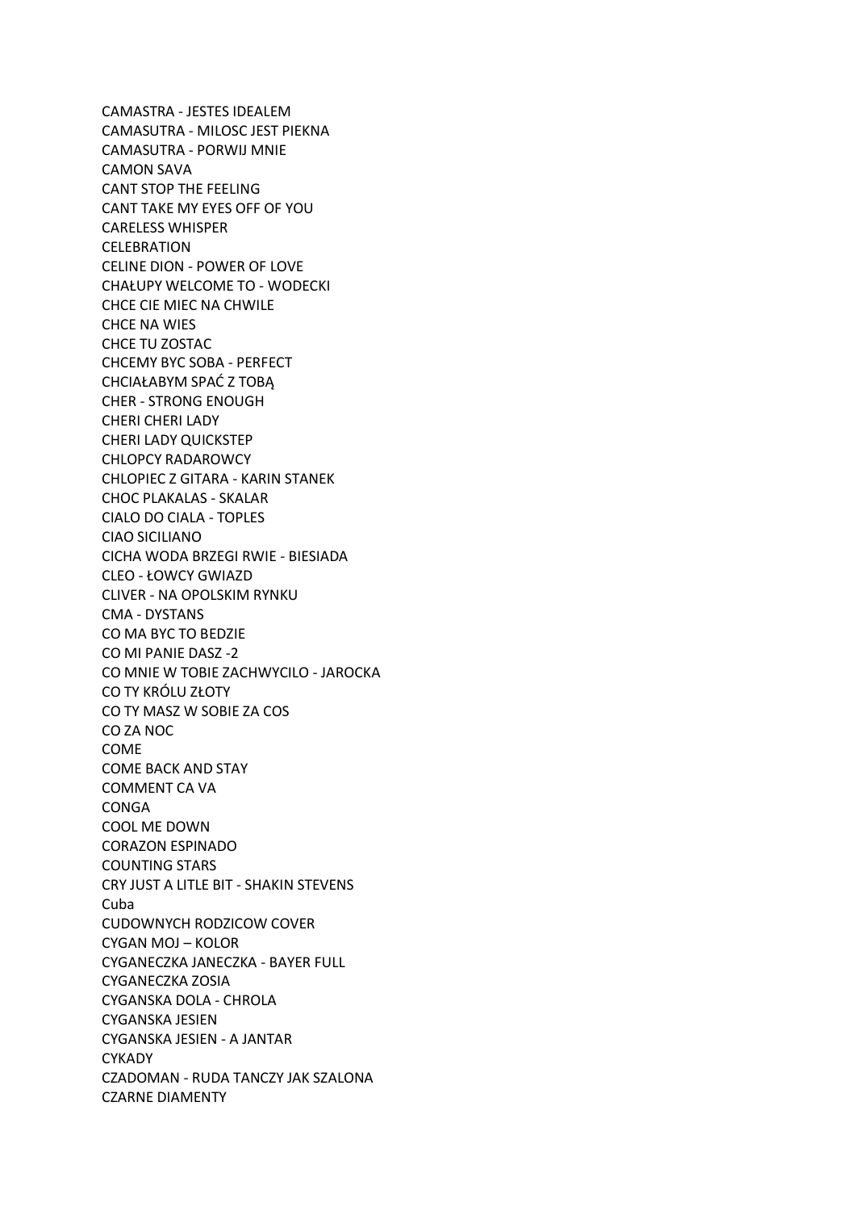CAMASTRA - JESTES IDEALEM
CAMASUTRA - MILOSC JEST PIEKNA
CAMASUTRA - PORWIJ MNIE
CAMON SAVA
CANT STOP THE FEELING
CANT TAKE MY EYES OFF OF YOU
CARELESS WHISPER
CELEBRATION
CELINE DION - POWER OF LOVE
CHAŁUPY WELCOME TO - WODECKI
CHCE CIE MIEC NA CHWILE
CHCE NA WIES
CHCE TU ZOSTAC
CHCEMY BYC SOBA - PERFECT
CHCIAŁABYM SPAĆ Z TOBĄ
CHER - STRONG ENOUGH
CHERI CHERI LADY
CHERI LADY QUICKSTEP
CHLOPCY RADAROWCY
CHLOPIEC Z GITARA - KARIN STANEK
CHOC PLAKALAS - SKALAR
CIALO DO CIALA - TOPLES
CIAO SICILIANO
CICHA WODA BRZEGI RWIE - BIESIADA
CLEO - ŁOWCY GWIAZD
CLIVER - NA OPOLSKIM RYNKU
CMA - DYSTANS
CO MA BYC TO BEDZIE
CO MI PANIE DASZ -2
CO MNIE W TOBIE ZACHWYCILO - JAROCKA
CO TY KRÓLU ZŁOTY
CO TY MASZ W SOBIE ZA COS
CO ZA NOC
COME
COME BACK AND STAY
COMMENT CA VA
CONGA
COOL ME DOWN
CORAZON ESPINADO
COUNTING STARS
CRY JUST A LITLE BIT - SHAKIN STEVENS
Cuba
CUDOWNYCH RODZICOW COVER
CYGAN MOJ – KOLOR
CYGANECZKA JANECZKA - BAYER FULL
CYGANECZKA ZOSIA
CYGANSKA DOLA - CHROLA
CYGANSKA JESIEN
CYGANSKA JESIEN - A JANTAR
CYKADY
CZADOMAN - RUDA TANCZY JAK SZALONA
CZARNE DIAMENTY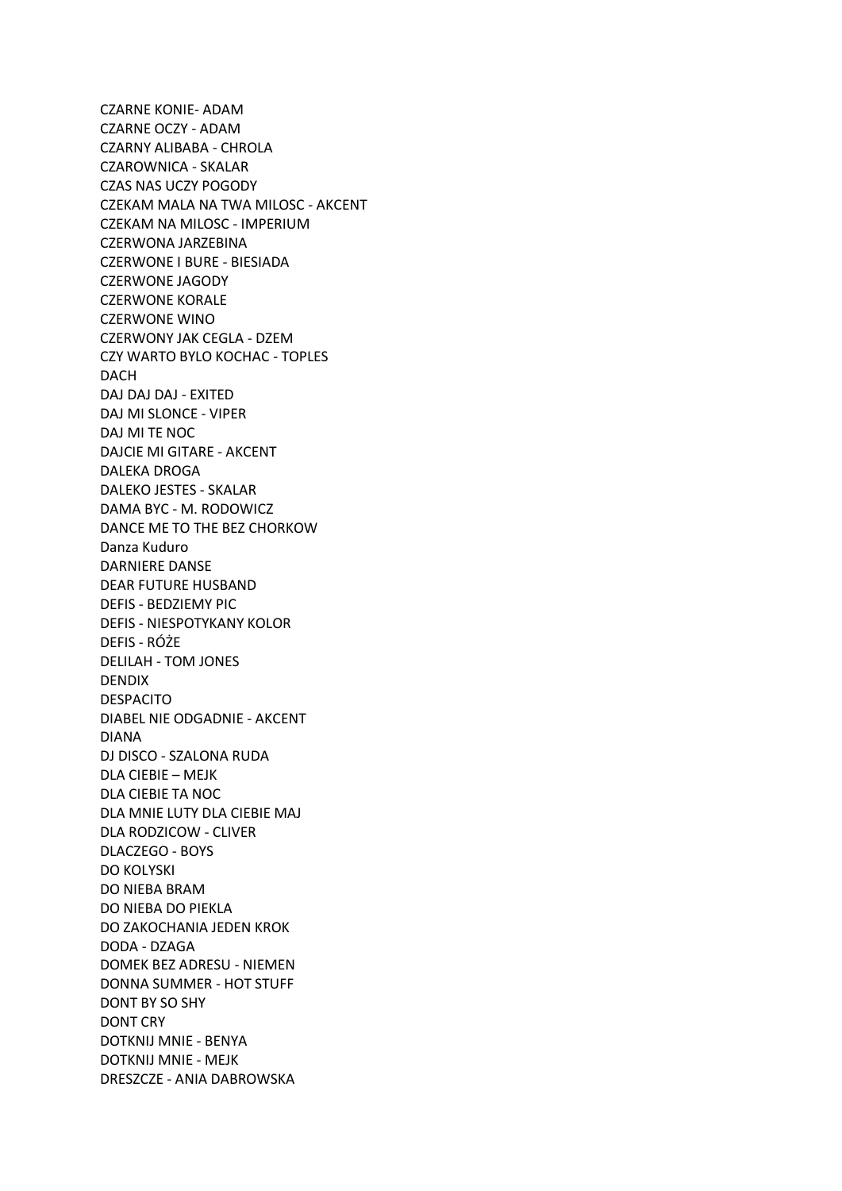CZARNE KONIE- ADAM
CZARNE OCZY - ADAM
CZARNY ALIBABA - CHROLA
CZAROWNICA - SKALAR
CZAS NAS UCZY POGODY
CZEKAM MALA NA TWA MILOSC - AKCENT
CZEKAM NA MILOSC - IMPERIUM
CZERWONA JARZEBINA
CZERWONE I BURE - BIESIADA
CZERWONE JAGODY
CZERWONE KORALE
CZERWONE WINO
CZERWONY JAK CEGLA - DZEM
CZY WARTO BYLO KOCHAC - TOPLES
DACH
DAJ DAJ DAJ - EXITED
DAJ MI SLONCE - VIPER
DAJ MI TE NOC
DAJCIE MI GITARE - AKCENT
DALEKA DROGA
DALEKO JESTES - SKALAR
DAMA BYC - M. RODOWICZ
DANCE ME TO THE BEZ CHORKOW
Danza Kuduro
DARNIERE DANSE
DEAR FUTURE HUSBAND
DEFIS - BEDZIEMY PIC
DEFIS - NIESPOTYKANY KOLOR
DEFIS - RÓŻE
DELILAH - TOM JONES
DENDIX
DESPACITO
DIABEL NIE ODGADNIE - AKCENT
DIANA
DJ DISCO - SZALONA RUDA
DLA CIEBIE – MEJK
DLA CIEBIE TA NOC
DLA MNIE LUTY DLA CIEBIE MAJ
DLA RODZICOW - CLIVER
DLACZEGO - BOYS
DO KOLYSKI
DO NIEBA BRAM
DO NIEBA DO PIEKLA
DO ZAKOCHANIA JEDEN KROK
DODA - DZAGA
DOMEK BEZ ADRESU - NIEMEN
DONNA SUMMER - HOT STUFF
DONT BY SO SHY
DONT CRY
DOTKNIJ MNIE - BENYA
DOTKNIJ MNIE - MEJK
DRESZCZE - ANIA DABROWSKA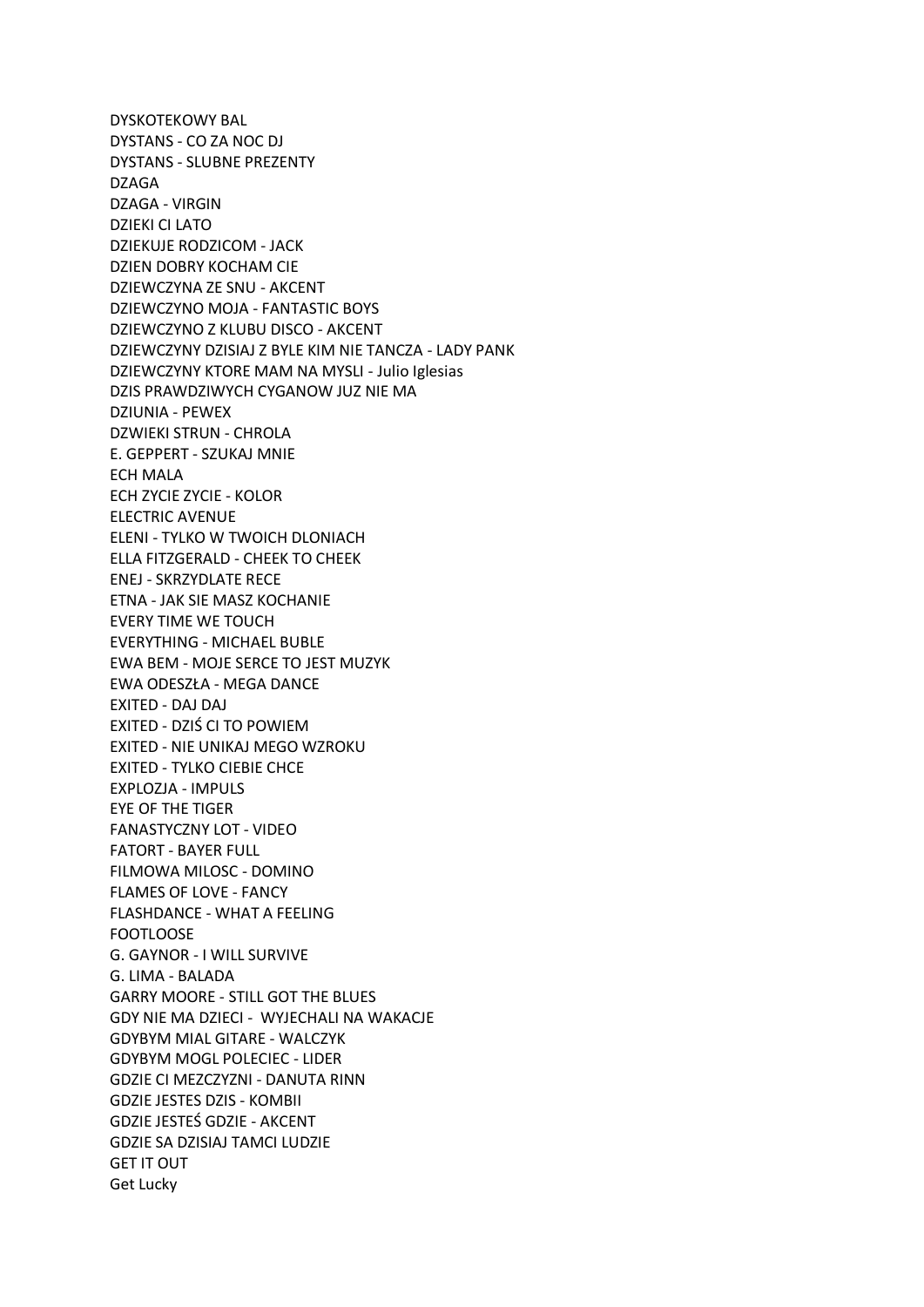DYSKOTEKOWY BAL
DYSTANS - CO ZA NOC DJ
DYSTANS - SLUBNE PREZENTY
DZAGA
DZAGA - VIRGIN
DZIEKI CI LATO
DZIEKUJE RODZICOM - JACK
DZIEN DOBRY KOCHAM CIE
DZIEWCZYNA ZE SNU - AKCENT
DZIEWCZYNO MOJA - FANTASTIC BOYS
DZIEWCZYNO Z KLUBU DISCO - AKCENT
DZIEWCZYNY DZISIAJ Z BYLE KIM NIE TANCZA - LADY PANK
DZIEWCZYNY KTORE MAM NA MYSLI - Julio Iglesias
DZIS PRAWDZIWYCH CYGANOW JUZ NIE MA
DZIUNIA - PEWEX
DZWIEKI STRUN - CHROLA
E. GEPPERT - SZUKAJ MNIE
ECH MALA
ECH ZYCIE ZYCIE - KOLOR
ELECTRIC AVENUE
ELENI - TYLKO W TWOICH DLONIACH
ELLA FITZGERALD - CHEEK TO CHEEK
ENEJ - SKRZYDLATE RECE
ETNA - JAK SIE MASZ KOCHANIE
EVERY TIME WE TOUCH
EVERYTHING - MICHAEL BUBLE
EWA BEM - MOJE SERCE TO JEST MUZYK
EWA ODESZŁA - MEGA DANCE
EXITED - DAJ DAJ
EXITED - DZIŚ CI TO POWIEM
EXITED - NIE UNIKAJ MEGO WZROKU
EXITED - TYLKO CIEBIE CHCE
EXPLOZJA - IMPULS
EYE OF THE TIGER
FANASTYCZNY LOT - VIDEO
FATORT - BAYER FULL
FILMOWA MILOSC - DOMINO
FLAMES OF LOVE - FANCY
FLASHDANCE - WHAT A FEELING
FOOTLOOSE
G. GAYNOR - I WILL SURVIVE
G. LIMA - BALADA
GARRY MOORE - STILL GOT THE BLUES
GDY NIE MA DZIECI - WYJECHALI NA WAKACJE
GDYBYM MIAL GITARE - WALCZYK
GDYBYM MOGL POLECIEC - LIDER
GDZIE CI MEZCZYZNI - DANUTA RINN
GDZIE JESTES DZIS - KOMBII
GDZIE JESTEŚ GDZIE - AKCENT
GDZIE SA DZISIAJ TAMCI LUDZIE
GET IT OUT
Get Lucky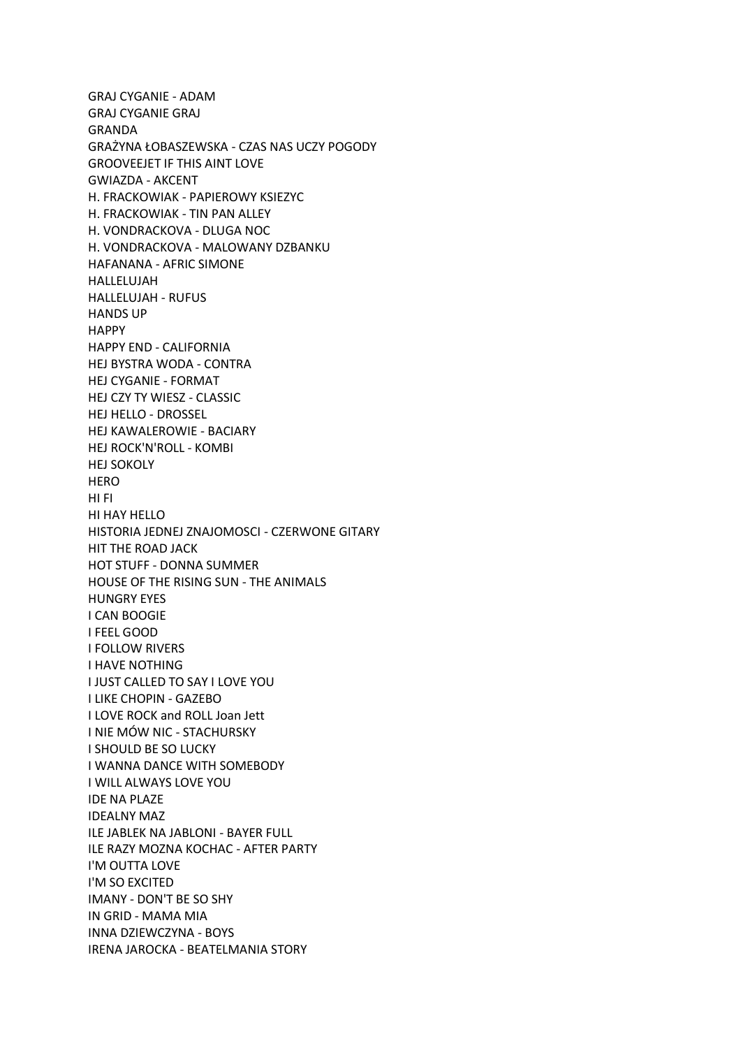GRAJ CYGANIE - ADAM
GRAJ CYGANIE GRAJ
GRANDA
GRAŻYNA ŁOBASZEWSKA - CZAS NAS UCZY POGODY
GROOVEEJET IF THIS AINT LOVE
GWIAZDA - AKCENT
H. FRACKOWIAK - PAPIEROWY KSIEZYC
H. FRACKOWIAK - TIN PAN ALLEY
H. VONDRACKOVA - DLUGA NOC
H. VONDRACKOVA - MALOWANY DZBANKU
HAFANANA - AFRIC SIMONE
HALLELUJAH
HALLELUJAH - RUFUS
HANDS UP
HAPPY
HAPPY END - CALIFORNIA
HEJ BYSTRA WODA - CONTRA
HEJ CYGANIE - FORMAT
HEJ CZY TY WIESZ - CLASSIC
HEJ HELLO - DROSSEL
HEJ KAWALEROWIE - BACIARY
HEJ ROCK'N'ROLL - KOMBI
HEJ SOKOLY
HERO
HI FI
HI HAY HELLO
HISTORIA JEDNEJ ZNAJOMOSCI - CZERWONE GITARY
HIT THE ROAD JACK
HOT STUFF - DONNA SUMMER
HOUSE OF THE RISING SUN - THE ANIMALS
HUNGRY EYES
I CAN BOOGIE
I FEEL GOOD
I FOLLOW RIVERS
I HAVE NOTHING
I JUST CALLED TO SAY I LOVE YOU
I LIKE CHOPIN - GAZEBO
I LOVE ROCK and ROLL Joan Jett
I NIE MÓW NIC - STACHURSKY
I SHOULD BE SO LUCKY
I WANNA DANCE WITH SOMEBODY
I WILL ALWAYS LOVE YOU
IDE NA PLAZE
IDEALNY MAZ
ILE JABLEK NA JABLONI - BAYER FULL
ILE RAZY MOZNA KOCHAC - AFTER PARTY
I'M OUTTA LOVE
I'M SO EXCITED
IMANY - DON'T BE SO SHY
IN GRID - MAMA MIA
INNA DZIEWCZYNA - BOYS
IRENA JAROCKA - BEATELMANIA STORY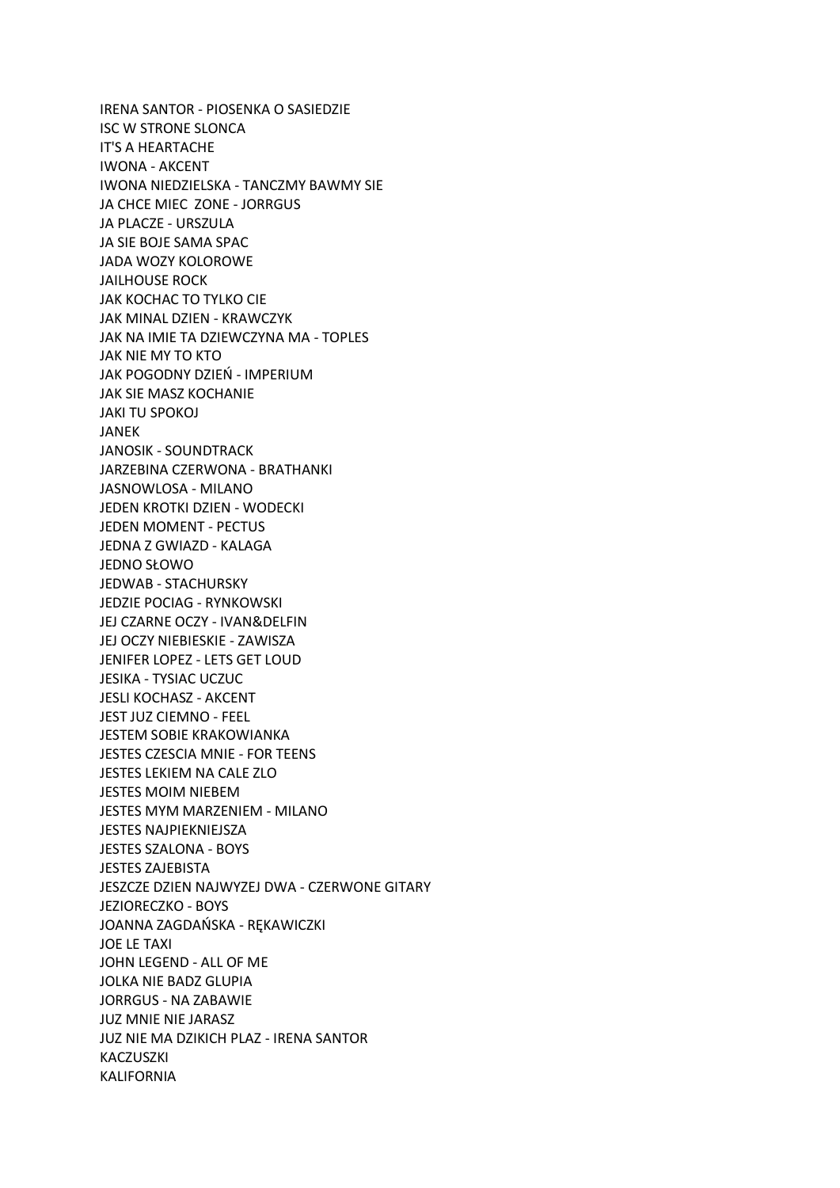IRENA SANTOR - PIOSENKA O SASIEDZIE
ISC W STRONE SLONCA
IT'S A HEARTACHE
IWONA - AKCENT
IWONA NIEDZIELSKA - TANCZMY BAWMY SIE
JA CHCE MIEC  ZONE - JORRGUS
JA PLACZE - URSZULA
JA SIE BOJE SAMA SPAC
JADA WOZY KOLOROWE
JAILHOUSE ROCK
JAK KOCHAC TO TYLKO CIE
JAK MINAL DZIEN - KRAWCZYK
JAK NA IMIE TA DZIEWCZYNA MA - TOPLES
JAK NIE MY TO KTO
JAK POGODNY DZIEŃ - IMPERIUM
JAK SIE MASZ KOCHANIE
JAKI TU SPOKOJ
JANEK
JANOSIK - SOUNDTRACK
JARZEBINA CZERWONA - BRATHANKI
JASNOWLOSA - MILANO
JEDEN KROTKI DZIEN - WODECKI
JEDEN MOMENT - PECTUS
JEDNA Z GWIAZD - KALAGA
JEDNO SŁOWO
JEDWAB - STACHURSKY
JEDZIE POCIAG - RYNKOWSKI
JEJ CZARNE OCZY - IVAN&DELFIN
JEJ OCZY NIEBIESKIE - ZAWISZA
JENIFER LOPEZ - LETS GET LOUD
JESIKA - TYSIAC UCZUC
JESLI KOCHASZ - AKCENT
JEST JUZ CIEMNO - FEEL
JESTEM SOBIE KRAKOWIANKA
JESTES CZESCIA MNIE - FOR TEENS
JESTES LEKIEM NA CALE ZLO
JESTES MOIM NIEBEM
JESTES MYM MARZENIEM - MILANO
JESTES NAJPIEKNIEJSZA
JESTES SZALONA - BOYS
JESTES ZAJEBISTA
JESZCZE DZIEN NAJWYZEJ DWA - CZERWONE GITARY
JEZIORECZKO - BOYS
JOANNA ZAGDAŃSKA - RĘKAWICZKI
JOE LE TAXI
JOHN LEGEND - ALL OF ME
JOLKA NIE BADZ GLUPIA
JORRGUS - NA ZABAWIE
JUZ MNIE NIE JARASZ
JUZ NIE MA DZIKICH PLAZ - IRENA SANTOR
KACZUSZKI
KALIFORNIA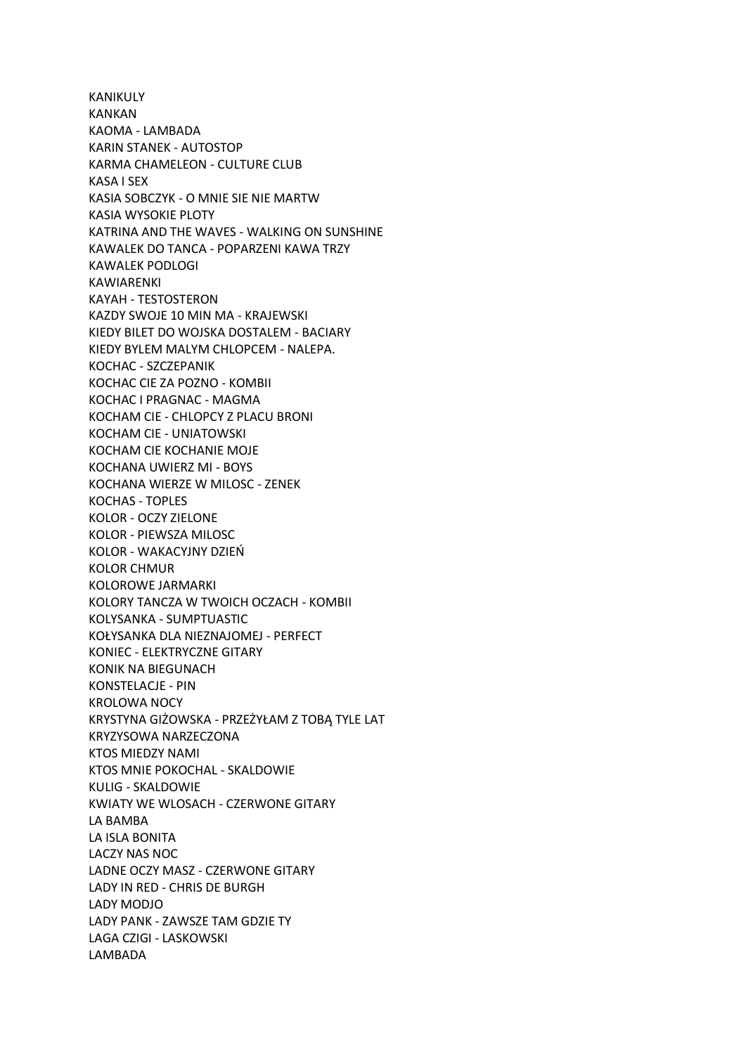KANIKULY
KANKAN
KAOMA - LAMBADA
KARIN STANEK - AUTOSTOP
KARMA CHAMELEON - CULTURE CLUB
KASA I SEX
KASIA SOBCZYK - O MNIE SIE NIE MARTW
KASIA WYSOKIE PLOTY
KATRINA AND THE WAVES - WALKING ON SUNSHINE
KAWALEK DO TANCA - POPARZENI KAWA TRZY
KAWALEK PODLOGI
KAWIARENKI
KAYAH - TESTOSTERON
KAZDY SWOJE 10 MIN MA - KRAJEWSKI
KIEDY BILET DO WOJSKA DOSTALEM - BACIARY
KIEDY BYLEM MALYM CHLOPCEM - NALEPA.
KOCHAC - SZCZEPANIK
KOCHAC CIE ZA POZNO - KOMBII
KOCHAC I PRAGNAC - MAGMA
KOCHAM CIE - CHLOPCY Z PLACU BRONI
KOCHAM CIE - UNIATOWSKI
KOCHAM CIE KOCHANIE MOJE
KOCHANA UWIERZ MI - BOYS
KOCHANA WIERZE W MILOSC - ZENEK
KOCHAS - TOPLES
KOLOR - OCZY ZIELONE
KOLOR - PIEWSZA MILOSC
KOLOR - WAKACYJNY DZIEŃ
KOLOR CHMUR
KOLOROWE JARMARKI
KOLORY TANCZA W TWOICH OCZACH - KOMBII
KOLYSANKA - SUMPTUASTIC
KOŁYSANKA DLA NIEZNAJOMEJ - PERFECT
KONIEC - ELEKTRYCZNE GITARY
KONIK NA BIEGUNACH
KONSTELACJE - PIN
KROLOWA NOCY
KRYSTYNA GIŻOWSKA - PRZEŻYŁAM Z TOBĄ TYLE LAT
KRYZYSOWA NARZECZONA
KTOS MIEDZY NAMI
KTOS MNIE POKOCHAL - SKALDOWIE
KULIG - SKALDOWIE
KWIATY WE WLOSACH - CZERWONE GITARY
LA BAMBA
LA ISLA BONITA
LACZY NAS NOC
LADNE OCZY MASZ - CZERWONE GITARY
LADY IN RED - CHRIS DE BURGH
LADY MODJO
LADY PANK - ZAWSZE TAM GDZIE TY
LAGA CZIGI - LASKOWSKI
LAMBADA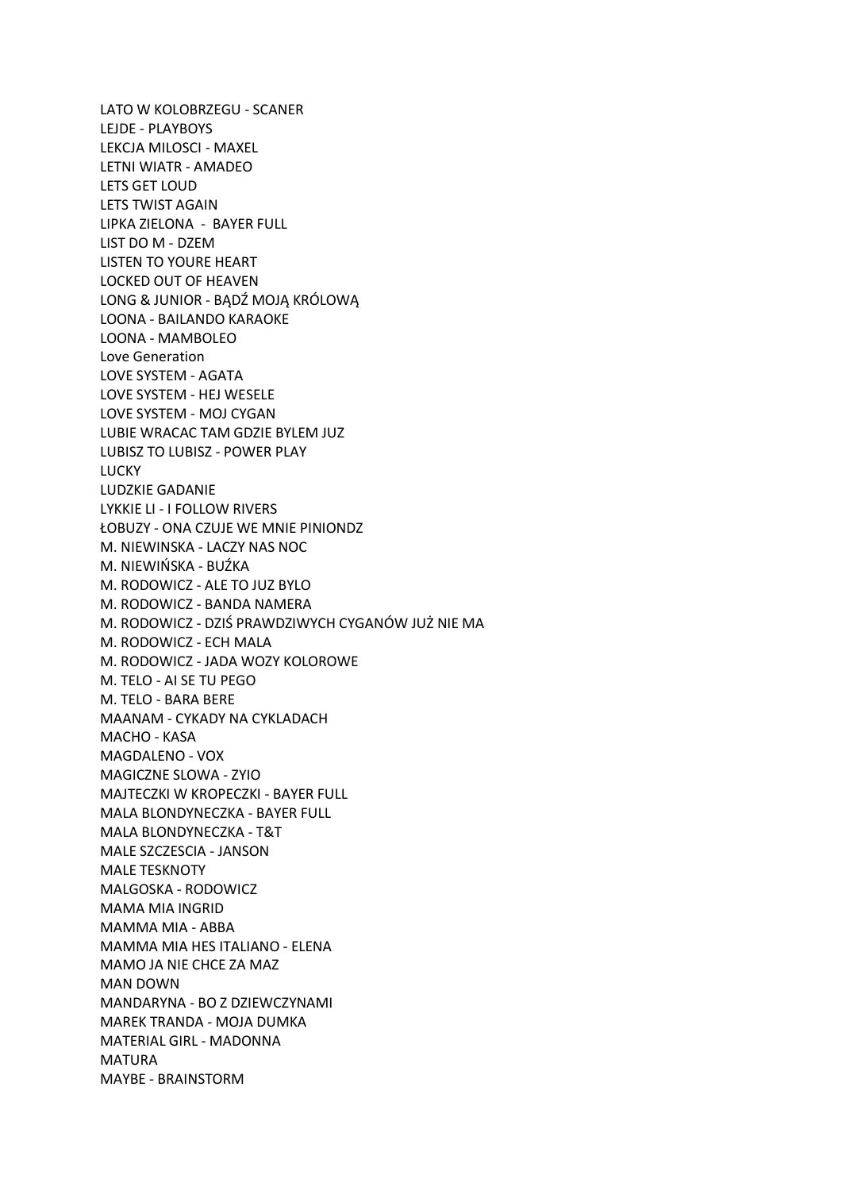LATO W KOLOBRZEGU - SCANER
LEJDE - PLAYBOYS
LEKCJA MILOSCI - MAXEL
LETNI WIATR - AMADEO
LETS GET LOUD
LETS TWIST AGAIN
LIPKA ZIELONA  -  BAYER FULL
LIST DO M - DZEM
LISTEN TO YOURE HEART
LOCKED OUT OF HEAVEN
LONG & JUNIOR - BĄDŹ MOJĄ KRÓLOWĄ
LOONA - BAILANDO KARAOKE
LOONA - MAMBOLEO
Love Generation
LOVE SYSTEM - AGATA
LOVE SYSTEM - HEJ WESELE
LOVE SYSTEM - MOJ CYGAN
LUBIE WRACAC TAM GDZIE BYLEM JUZ
LUBISZ TO LUBISZ - POWER PLAY
LUCKY
LUDZKIE GADANIE
LYKKIE LI - I FOLLOW RIVERS
ŁOBUZY - ONA CZUJE WE MNIE PINIONDZ
M. NIEWINSKA - LACZY NAS NOC
M. NIEWIŃSKA - BUŹKA
M. RODOWICZ - ALE TO JUZ BYLO
M. RODOWICZ - BANDA NAMERA
M. RODOWICZ - DZIŚ PRAWDZIWYCH CYGANÓW JUŻ NIE MA
M. RODOWICZ - ECH MALA
M. RODOWICZ - JADA WOZY KOLOROWE
M. TELO - AI SE TU PEGO
M. TELO - BARA BERE
MAANAM - CYKADY NA CYKLADACH
MACHO - KASA
MAGDALENO - VOX
MAGICZNE SLOWA - ZYIO
MAJTECZKI W KROPECZKI - BAYER FULL
MALA BLONDYNECZKA - BAYER FULL
MALA BLONDYNECZKA - T&T
MALE SZCZESCIA - JANSON
MALE TESKNOTY
MALGOSKA - RODOWICZ
MAMA MIA INGRID
MAMMA MIA - ABBA
MAMMA MIA HES ITALIANO - ELENA
MAMO JA NIE CHCE ZA MAZ
MAN DOWN
MANDARYNA - BO Z DZIEWCZYNAMI
MAREK TRANDA - MOJA DUMKA
MATERIAL GIRL - MADONNA
MATURA
MAYBE - BRAINSTORM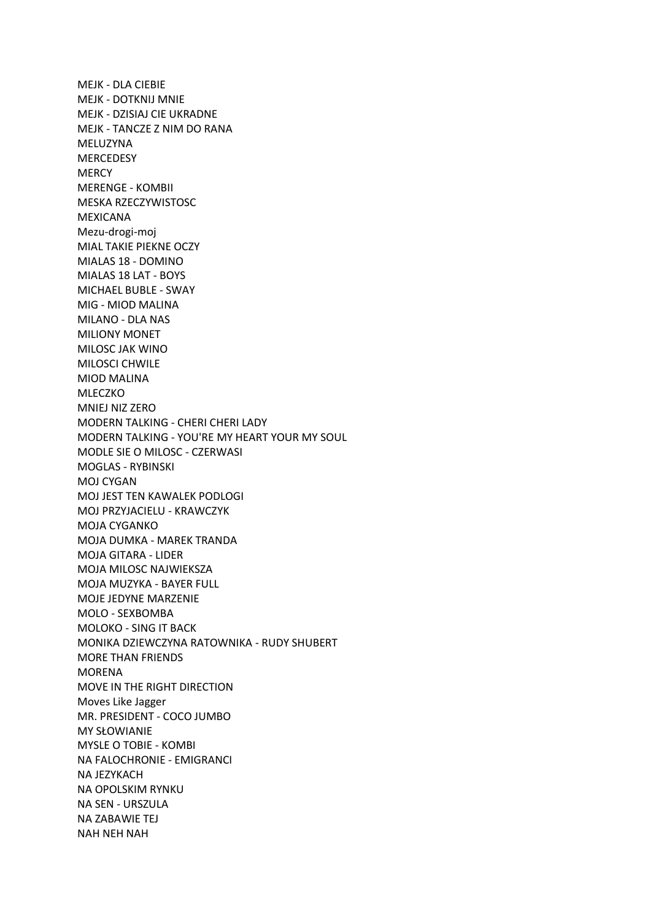MEJK - DLA CIEBIE
MEJK - DOTKNIJ MNIE
MEJK - DZISIAJ CIE UKRADNE
MEJK - TANCZE Z NIM DO RANA
MELUZYNA
MERCEDESY
MERCY
MERENGE - KOMBII
MESKA RZECZYWISTOSC
MEXICANA
Mezu-drogi-moj
MIAL TAKIE PIEKNE OCZY
MIALAS 18 - DOMINO
MIALAS 18 LAT - BOYS
MICHAEL BUBLE - SWAY
MIG - MIOD MALINA
MILANO - DLA NAS
MILIONY MONET
MILOSC JAK WINO
MILOSCI CHWILE
MIOD MALINA
MLECZKO
MNIEJ NIZ ZERO
MODERN TALKING - CHERI CHERI LADY
MODERN TALKING - YOU'RE MY HEART YOUR MY SOUL
MODLE SIE O MILOSC - CZERWASI
MOGLAS - RYBINSKI
MOJ CYGAN
MOJ JEST TEN KAWALEK PODLOGI
MOJ PRZYJACIELU - KRAWCZYK
MOJA CYGANKO
MOJA DUMKA - MAREK TRANDA
MOJA GITARA - LIDER
MOJA MILOSC NAJWIEKSZA
MOJA MUZYKA - BAYER FULL
MOJE JEDYNE MARZENIE
MOLO - SEXBOMBA
MOLOKO - SING IT BACK
MONIKA DZIEWCZYNA RATOWNIKA - RUDY SHUBERT
MORE THAN FRIENDS
MORENA
MOVE IN THE RIGHT DIRECTION
Moves Like Jagger
MR. PRESIDENT - COCO JUMBO
MY SŁOWIANIE
MYSLE O TOBIE - KOMBI
NA FALOCHRONIE - EMIGRANCI
NA JEZYKACH
NA OPOLSKIM RYNKU
NA SEN - URSZULA
NA ZABAWIE TEJ
NAH NEH NAH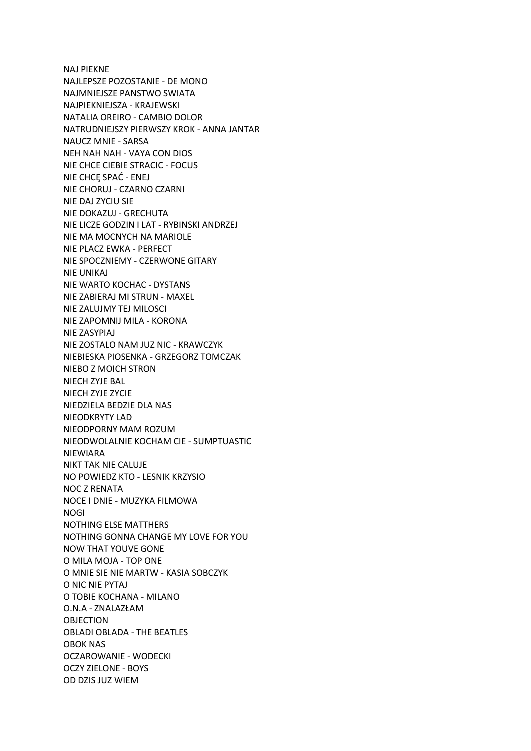NAJ PIEKNE
NAJLEPSZE POZOSTANIE - DE MONO
NAJMNIEJSZE PANSTWO SWIATA
NAJPIEKNIEJSZA - KRAJEWSKI
NATALIA OREIRO - CAMBIO DOLOR
NATRUDNIEJSZY PIERWSZY KROK - ANNA JANTAR
NAUCZ MNIE - SARSA
NEH NAH NAH - VAYA CON DIOS
NIE CHCE CIEBIE STRACIC - FOCUS
NIE CHCĘ SPAĆ - ENEJ
NIE CHORUJ - CZARNO CZARNI
NIE DAJ ZYCIU SIE
NIE DOKAZUJ - GRECHUTA
NIE LICZE GODZIN I LAT - RYBINSKI ANDRZEJ
NIE MA MOCNYCH NA MARIOLE
NIE PLACZ EWKA - PERFECT
NIE SPOCZNIEMY - CZERWONE GITARY
NIE UNIKAJ
NIE WARTO KOCHAC - DYSTANS
NIE ZABIERAJ MI STRUN - MAXEL
NIE ZALUJMY TEJ MILOSCI
NIE ZAPOMNIJ MILA - KORONA
NIE ZASYPIAJ
NIE ZOSTALO NAM JUZ NIC - KRAWCZYK
NIEBIESKA PIOSENKA - GRZEGORZ TOMCZAK
NIEBO Z MOICH STRON
NIECH ZYJE BAL
NIECH ZYJE ZYCIE
NIEDZIELA BEDZIE DLA NAS
NIEODKRYTY LAD
NIEODPORNY MAM ROZUM
NIEODWOLALNIE KOCHAM CIE - SUMPTUASTIC
NIEWIARA
NIKT TAK NIE CALUJE
NO POWIEDZ KTO - LESNIK KRZYSIO
NOC Z RENATA
NOCE I DNIE - MUZYKA FILMOWA
NOGI
NOTHING ELSE MATTHERS
NOTHING GONNA CHANGE MY LOVE FOR YOU
NOW THAT YOUVE GONE
O MILA MOJA - TOP ONE
O MNIE SIE NIE MARTW - KASIA SOBCZYK
O NIC NIE PYTAJ
O TOBIE KOCHANA - MILANO
O.N.A - ZNALAZŁAM
OBJECTION
OBLADI OBLADA - THE BEATLES
OBOK NAS
OCZAROWANIE - WODECKI
OCZY ZIELONE - BOYS
OD DZIS JUZ WIEM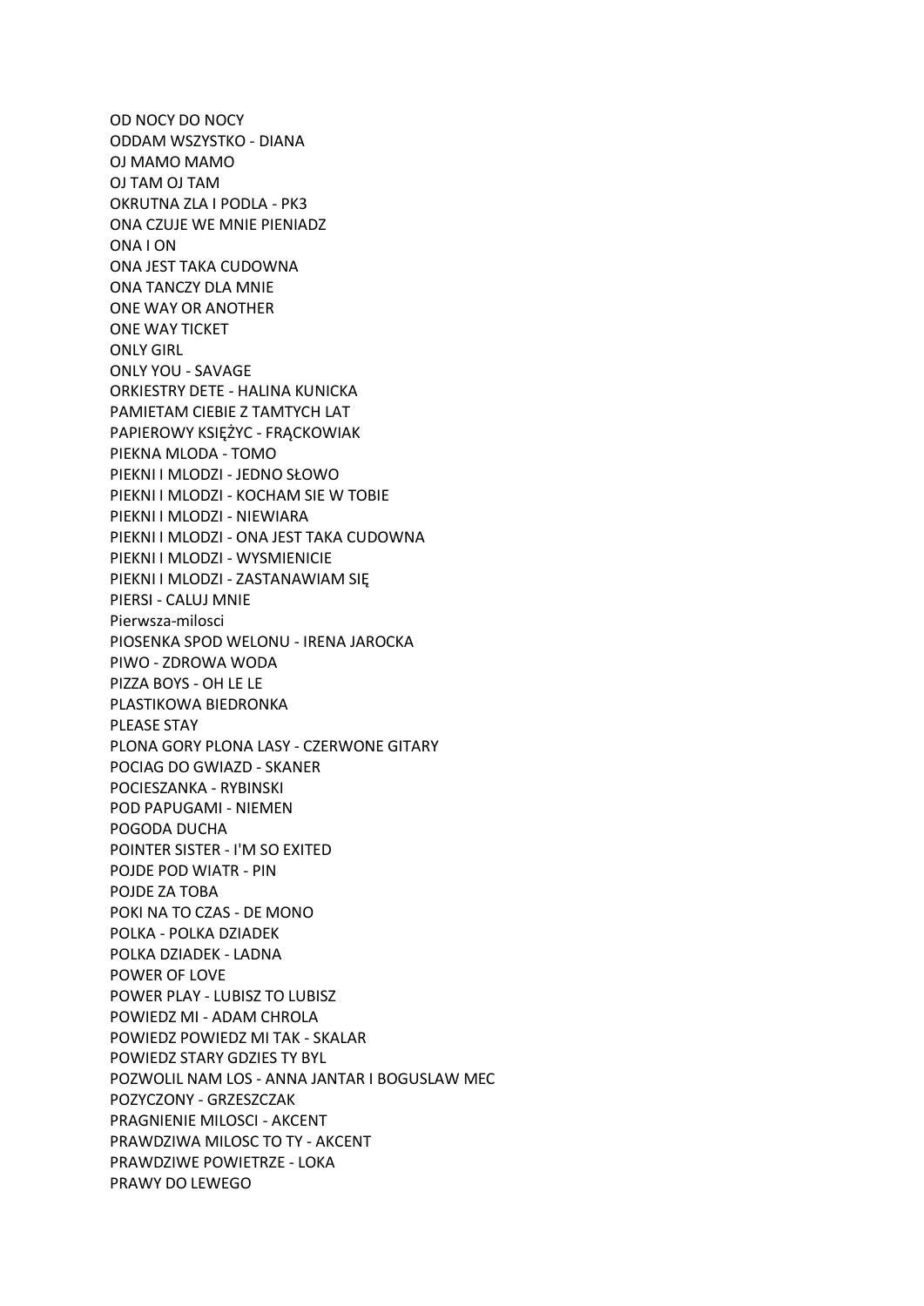OD NOCY DO NOCY
ODDAM WSZYSTKO - DIANA
OJ MAMO MAMO
OJ TAM OJ TAM
OKRUTNA ZLA I PODLA - PK3
ONA CZUJE WE MNIE PIENIADZ
ONA I ON
ONA JEST TAKA CUDOWNA
ONA TANCZY DLA MNIE
ONE WAY OR ANOTHER
ONE WAY TICKET
ONLY GIRL
ONLY YOU - SAVAGE
ORKIESTRY DETE - HALINA KUNICKA
PAMIETAM CIEBIE Z TAMTYCH LAT
PAPIEROWY KSIĘŻYC - FRĄCKOWIAK
PIEKNA MLODA - TOMO
PIEKNI I MLODZI - JEDNO SŁOWO
PIEKNI I MLODZI - KOCHAM SIE W TOBIE
PIEKNI I MLODZI - NIEWIARA
PIEKNI I MLODZI - ONA JEST TAKA CUDOWNA
PIEKNI I MLODZI - WYSMIENICIE
PIEKNI I MLODZI - ZASTANAWIAM SIĘ
PIERSI - CALUJ MNIE
Pierwsza-milosci
PIOSENKA SPOD WELONU - IRENA JAROCKA
PIWO - ZDROWA WODA
PIZZA BOYS - OH LE LE
PLASTIKOWA BIEDRONKA
PLEASE STAY
PLONA GORY PLONA LASY - CZERWONE GITARY
POCIAG DO GWIAZD - SKANER
POCIESZANKA - RYBINSKI
POD PAPUGAMI - NIEMEN
POGODA DUCHA
POINTER SISTER - I'M SO EXITED
POJDE POD WIATR - PIN
POJDE ZA TOBA
POKI NA TO CZAS - DE MONO
POLKA - POLKA DZIADEK
POLKA DZIADEK - LADNA
POWER OF LOVE
POWER PLAY - LUBISZ TO LUBISZ
POWIEDZ MI - ADAM CHROLA
POWIEDZ POWIEDZ MI TAK - SKALAR
POWIEDZ STARY GDZIES TY BYL
POZWOLIL NAM LOS - ANNA JANTAR I BOGUSLAW MEC
POZYCZONY - GRZESZCZAK
PRAGNIENIE MILOSCI - AKCENT
PRAWDZIWA MILOSC TO TY - AKCENT
PRAWDZIWE POWIETRZE - LOKA
PRAWY DO LEWEGO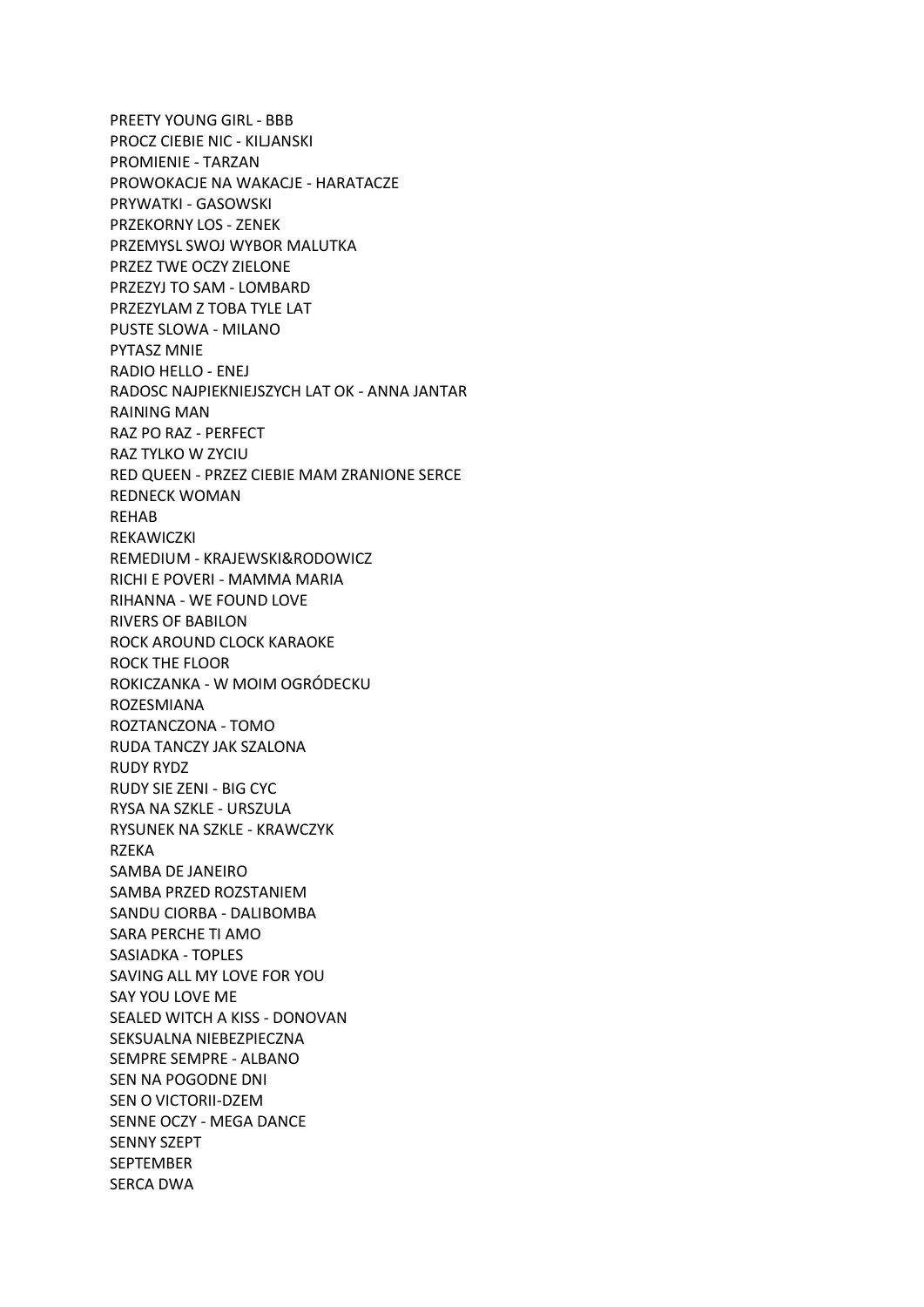PREETY YOUNG GIRL - BBB
PROCZ CIEBIE NIC - KILJANSKI
PROMIENIE - TARZAN
PROWOKACJE NA WAKACJE - HARATACZE
PRYWATKI - GASOWSKI
PRZEKORNY LOS - ZENEK
PRZEMYSL SWOJ WYBOR MALUTKA
PRZEZ TWE OCZY ZIELONE
PRZEZYJ TO SAM - LOMBARD
PRZEZYLAM Z TOBA TYLE LAT
PUSTE SLOWA - MILANO
PYTASZ MNIE
RADIO HELLO - ENEJ
RADOSC NAJPIEKNIEJSZYCH LAT OK - ANNA JANTAR
RAINING MAN
RAZ PO RAZ - PERFECT
RAZ TYLKO W ZYCIU
RED QUEEN - PRZEZ CIEBIE MAM ZRANIONE SERCE
REDNECK WOMAN
REHAB
REKAWICZKI
REMEDIUM - KRAJEWSKI&RODOWICZ
RICHI E POVERI - MAMMA MARIA
RIHANNA - WE FOUND LOVE
RIVERS OF BABILON
ROCK AROUND CLOCK KARAOKE
ROCK THE FLOOR
ROKICZANKA - W MOIM OGRÓDECKU
ROZESMIANA
ROZTANCZONA - TOMO
RUDA TANCZY JAK SZALONA
RUDY RYDZ
RUDY SIE ZENI - BIG CYC
RYSA NA SZKLE - URSZULA
RYSUNEK NA SZKLE - KRAWCZYK
RZEKA
SAMBA DE JANEIRO
SAMBA PRZED ROZSTANIEM
SANDU CIORBA - DALIBOMBA
SARA PERCHE TI AMO
SASIADKA - TOPLES
SAVING ALL MY LOVE FOR YOU
SAY YOU LOVE ME
SEALED WITCH A KISS - DONOVAN
SEKSUALNA NIEBEZPIECZNA
SEMPRE SEMPRE - ALBANO
SEN NA POGODNE DNI
SEN O VICTORII-DZEM
SENNE OCZY - MEGA DANCE
SENNY SZEPT
SEPTEMBER
SERCA DWA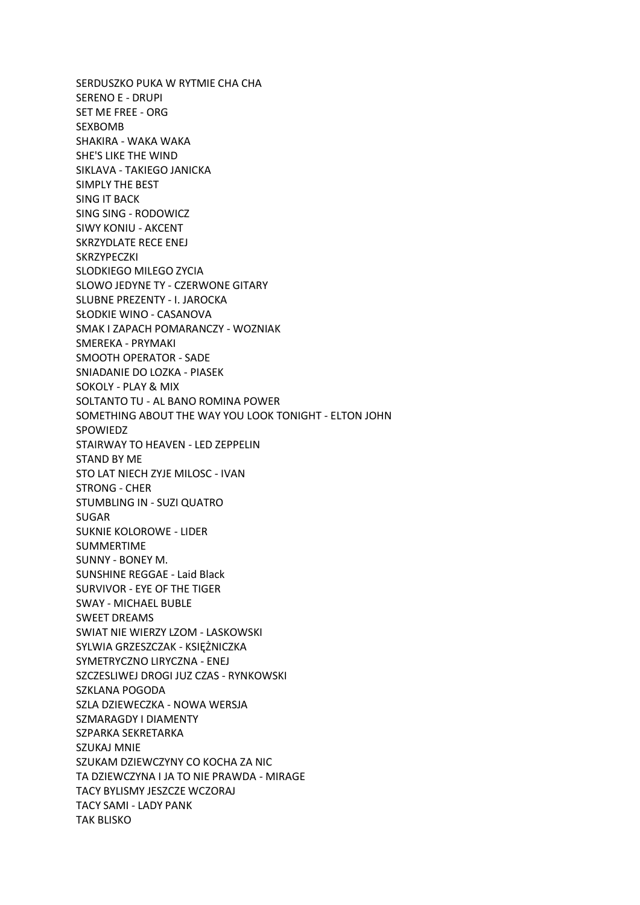SERDUSZKO PUKA W RYTMIE CHA CHA
SERENO E - DRUPI
SET ME FREE - ORG
SEXBOMB
SHAKIRA - WAKA WAKA
SHE'S LIKE THE WIND
SIKLAVA - TAKIEGO JANICKA
SIMPLY THE BEST
SING IT BACK
SING SING - RODOWICZ
SIWY KONIU - AKCENT
SKRZYDLATE RECE ENEJ
SKRZYPECZKI
SLODKIEGO MILEGO ZYCIA
SLOWO JEDYNE TY - CZERWONE GITARY
SLUBNE PREZENTY - I. JAROCKA
SŁODKIE WINO - CASANOVA
SMAK I ZAPACH POMARANCZY - WOZNIAK
SMEREKA - PRYMAKI
SMOOTH OPERATOR - SADE
SNIADANIE DO LOZKA - PIASEK
SOKOLY - PLAY & MIX
SOLTANTO TU - AL BANO ROMINA POWER
SOMETHING ABOUT THE WAY YOU LOOK TONIGHT - ELTON JOHN
SPOWIEDZ
STAIRWAY TO HEAVEN - LED ZEPPELIN
STAND BY ME
STO LAT NIECH ZYJE MILOSC - IVAN
STRONG - CHER
STUMBLING IN - SUZI QUATRO
SUGAR
SUKNIE KOLOROWE - LIDER
SUMMERTIME
SUNNY - BONEY M.
SUNSHINE REGGAE - Laid Black
SURVIVOR - EYE OF THE TIGER
SWAY - MICHAEL BUBLE
SWEET DREAMS
SWIAT NIE WIERZY LZOM - LASKOWSKI
SYLWIA GRZESZCZAK - KSIĘŻNICZKA
SYMETRYCZNO LIRYCZNA - ENEJ
SZCZESLIWEJ DROGI JUZ CZAS - RYNKOWSKI
SZKLANA POGODA
SZLA DZIEWECZKA - NOWA WERSJA
SZMARAGDY I DIAMENTY
SZPARKA SEKRETARKA
SZUKAJ MNIE
SZUKAM DZIEWCZYNY CO KOCHA ZA NIC
TA DZIEWCZYNA I JA TO NIE PRAWDA - MIRAGE
TACY BYLISMY JESZCZE WCZORAJ
TACY SAMI - LADY PANK
TAK BLISKO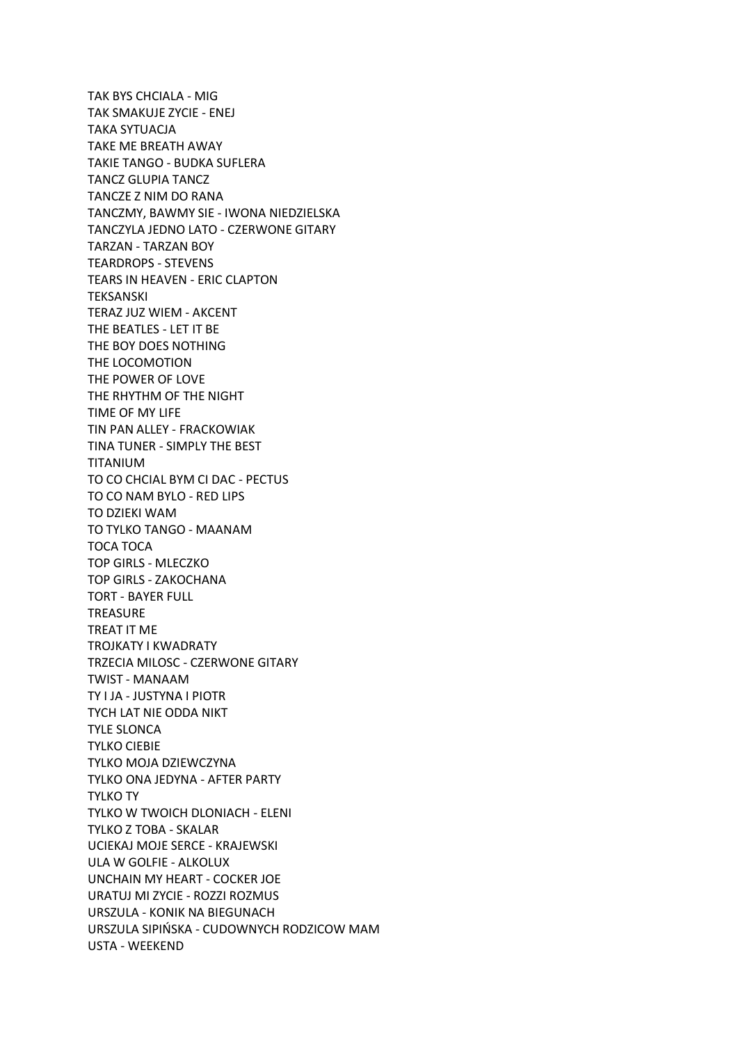TAK BYS CHCIALA - MIG
TAK SMAKUJE ZYCIE - ENEJ
TAKA SYTUACJA
TAKE ME BREATH AWAY
TAKIE TANGO - BUDKA SUFLERA
TANCZ GLUPIA TANCZ
TANCZE Z NIM DO RANA
TANCZMY, BAWMY SIE - IWONA NIEDZIELSKA
TANCZYLA JEDNO LATO - CZERWONE GITARY
TARZAN - TARZAN BOY
TEARDROPS - STEVENS
TEARS IN HEAVEN - ERIC CLAPTON
TEKSANSKI
TERAZ JUZ WIEM - AKCENT
THE BEATLES - LET IT BE
THE BOY DOES NOTHING
THE LOCOMOTION
THE POWER OF LOVE
THE RHYTHM OF THE NIGHT
TIME OF MY LIFE
TIN PAN ALLEY - FRACKOWIAK
TINA TUNER - SIMPLY THE BEST
TITANIUM
TO CO CHCIAL BYM CI DAC - PECTUS
TO CO NAM BYLO - RED LIPS
TO DZIEKI WAM
TO TYLKO TANGO - MAANAM
TOCA TOCA
TOP GIRLS - MLECZKO
TOP GIRLS - ZAKOCHANA
TORT - BAYER FULL
TREASURE
TREAT IT ME
TROJKATY I KWADRATY
TRZECIA MILOSC - CZERWONE GITARY
TWIST - MANAAM
TY I JA - JUSTYNA I PIOTR
TYCH LAT NIE ODDA NIKT
TYLE SLONCA
TYLKO CIEBIE
TYLKO MOJA DZIEWCZYNA
TYLKO ONA JEDYNA - AFTER PARTY
TYLKO TY
TYLKO W TWOICH DLONIACH - ELENI
TYLKO Z TOBA - SKALAR
UCIEKAJ MOJE SERCE - KRAJEWSKI
ULA W GOLFIE - ALKOLUX
UNCHAIN MY HEART - COCKER JOE
URATUJ MI ZYCIE - ROZZI ROZMUS
URSZULA - KONIK NA BIEGUNACH
URSZULA SIPIŃSKA - CUDOWNYCH RODZICOW MAM
USTA - WEEKEND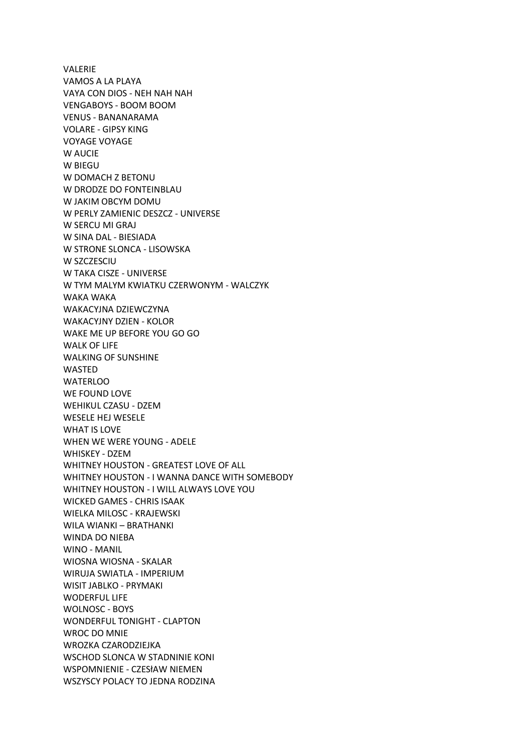VALERIE
VAMOS A LA PLAYA
VAYA CON DIOS - NEH NAH NAH
VENGABOYS - BOOM BOOM
VENUS - BANANARAMA
VOLARE - GIPSY KING
VOYAGE VOYAGE
W AUCIE
W BIEGU
W DOMACH Z BETONU
W DRODZE DO FONTEINBLAU
W JAKIM OBCYM DOMU
W PERLY ZAMIENIC DESZCZ - UNIVERSE
W SERCU MI GRAJ
W SINA DAL - BIESIADA
W STRONE SLONCA - LISOWSKA
W SZCZESCIU
W TAKA CISZE - UNIVERSE
W TYM MALYM KWIATKU CZERWONYM - WALCZYK
WAKA WAKA
WAKACYJNA DZIEWCZYNA
WAKACYJNY DZIEN - KOLOR
WAKE ME UP BEFORE YOU GO GO
WALK OF LIFE
WALKING OF SUNSHINE
WASTED
WATERLOO
WE FOUND LOVE
WEHIKUL CZASU - DZEM
WESELE HEJ WESELE
WHAT IS LOVE
WHEN WE WERE YOUNG - ADELE
WHISKEY - DZEM
WHITNEY HOUSTON - GREATEST LOVE OF ALL
WHITNEY HOUSTON - I WANNA DANCE WITH SOMEBODY
WHITNEY HOUSTON - I WILL ALWAYS LOVE YOU
WICKED GAMES - CHRIS ISAAK
WIELKA MILOSC - KRAJEWSKI
WILA WIANKI – BRATHANKI
WINDA DO NIEBA
WINO - MANIL
WIOSNA WIOSNA - SKALAR
WIRUJA SWIATLA - IMPERIUM
WISIT JABLKO - PRYMAKI
WODERFUL LIFE
WOLNOSC - BOYS
WONDERFUL TONIGHT - CLAPTON
WROC DO MNIE
WROZKA CZARODZIEJKA
WSCHOD SLONCA W STADNINIE KONI
WSPOMNIENIE - CZESłAW NIEMEN
WSZYSCY POLACY TO JEDNA RODZINA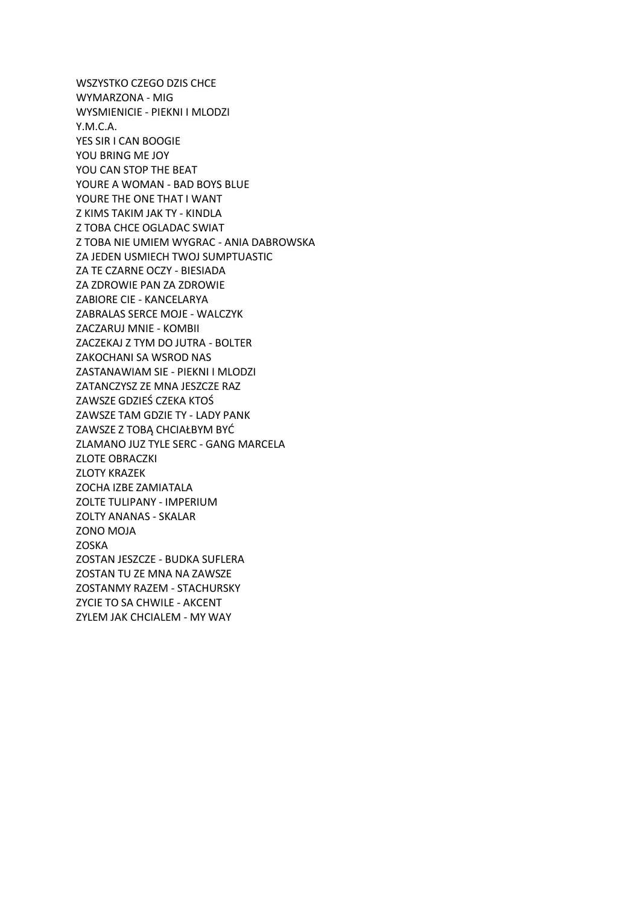WSZYSTKO CZEGO DZIS CHCE
WYMARZONA - MIG
WYSMIENICIE - PIEKNI I MLODZI
Y.M.C.A.
YES SIR I CAN BOOGIE
YOU BRING ME JOY
YOU CAN STOP THE BEAT
YOURE A WOMAN - BAD BOYS BLUE
YOURE THE ONE THAT I WANT
Z KIMS TAKIM JAK TY - KINDLA
Z TOBA CHCE OGLADAC SWIAT
Z TOBA NIE UMIEM WYGRAC - ANIA DABROWSKA
ZA JEDEN USMIECH TWOJ SUMPTUASTIC
ZA TE CZARNE OCZY - BIESIADA
ZA ZDROWIE PAN ZA ZDROWIE
ZABIORE CIE - KANCELARYA
ZABRALAS SERCE MOJE - WALCZYK
ZACZARUJ MNIE - KOMBII
ZACZEKAJ Z TYM DO JUTRA - BOLTER
ZAKOCHANI SA WSROD NAS
ZASTANAWIAM SIE - PIEKNI I MLODZI
ZATANCZYSZ ZE MNA JESZCZE RAZ
ZAWSZE GDZIEŚ CZEKA KTOŚ
ZAWSZE TAM GDZIE TY - LADY PANK
ZAWSZE Z TOBĄ CHCIAŁBYM BYĆ
ZLAMANO JUZ TYLE SERC - GANG MARCELA
ZLOTE OBRACZKI
ZLOTY KRAZEK
ZOCHA IZBE ZAMIATALA
ZOLTE TULIPANY - IMPERIUM
ZOLTY ANANAS - SKALAR
ZONO MOJA
ZOSKA
ZOSTAN JESZCZE - BUDKA SUFLERA
ZOSTAN TU ZE MNA NA ZAWSZE
ZOSTANMY RAZEM - STACHURSKY
ZYCIE TO SA CHWILE - AKCENT
ZYLEM JAK CHCIALEM - MY WAY